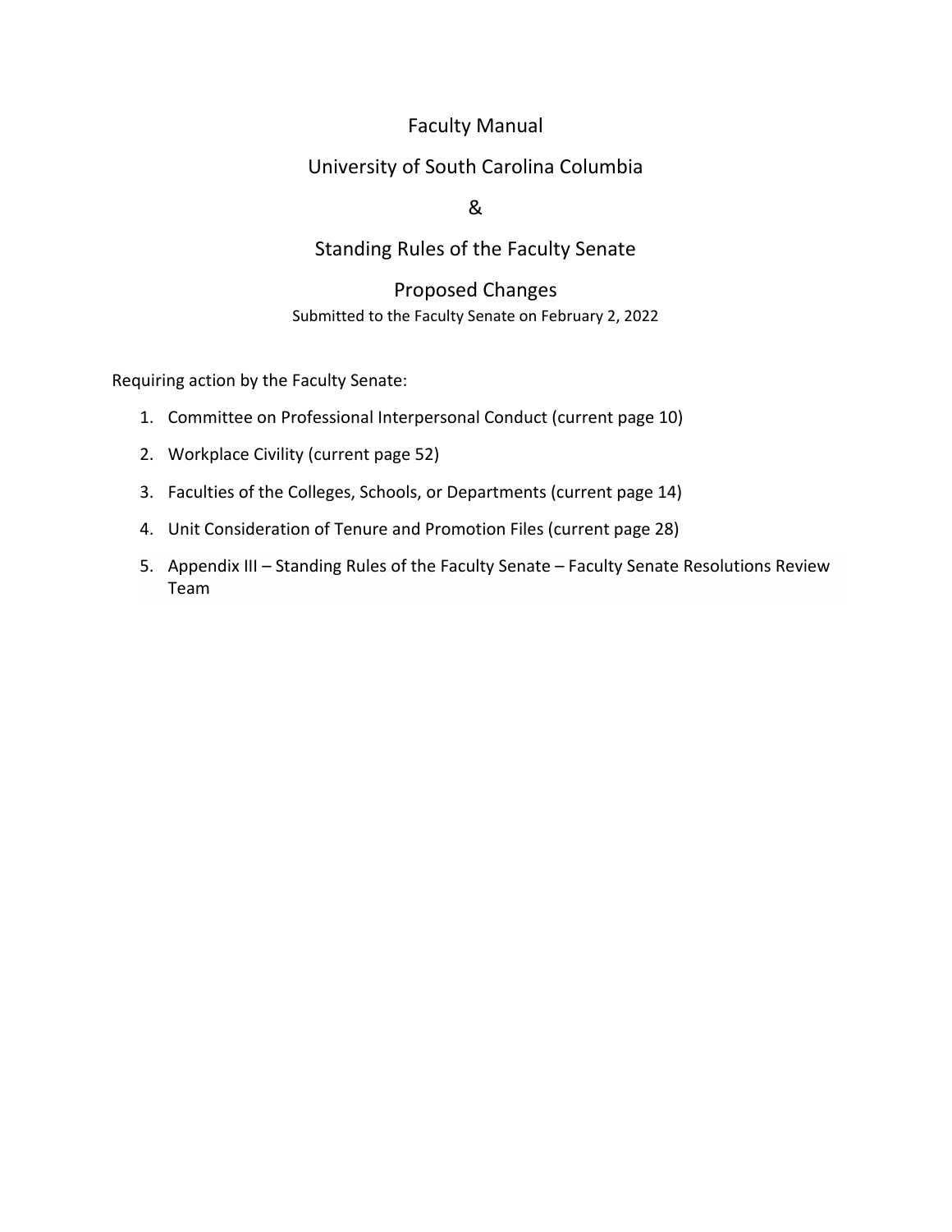# Faculty Manual

## University of South Carolina Columbia

## &

## Standing Rules of the Faculty Senate

## Proposed Changes

Submitted to the Faculty Senate on February 2, 2022

Requiring action by the Faculty Senate:

1. Committee on Professional Interpersonal Conduct (current page 10)
2. Workplace Civility (current page 52)
3. Faculties of the Colleges, Schools, or Departments (current page 14)
4. Unit Consideration of Tenure and Promotion Files (current page 28)
5. Appendix III – Standing Rules of the Faculty Senate – Faculty Senate Resolutions Review Team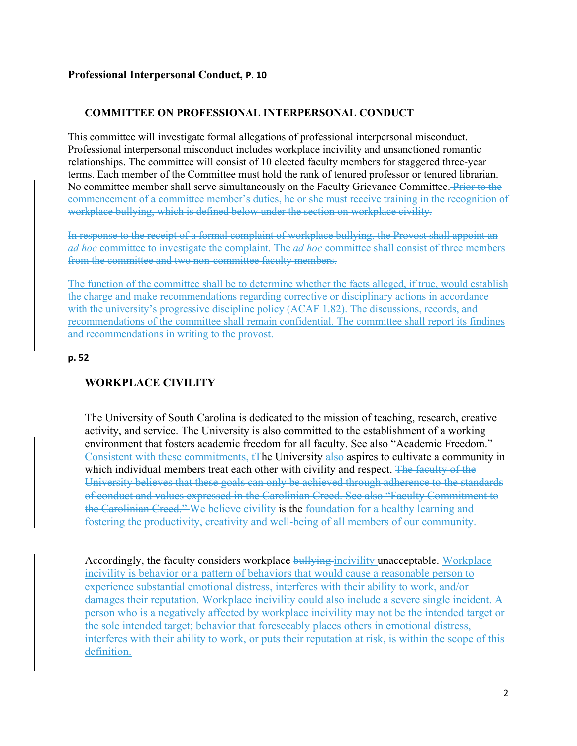**Professional Interpersonal Conduct, P. 10**

### COMMITTEE ON PROFESSIONAL INTERPERSONAL CONDUCT

This committee will investigate formal allegations of professional interpersonal misconduct. Professional interpersonal misconduct includes workplace incivility and unsanctioned romantic relationships. The committee will consist of 10 elected faculty members for staggered three-year terms. Each member of the Committee must hold the rank of tenured professor or tenured librarian. No committee member shall serve simultaneously on the Faculty Grievance Committee. ~~Prior to the commencement of a committee member's duties, he or she must receive training in the recognition of workplace bullying, which is defined below under the section on workplace civility.~~

~~In response to the receipt of a formal complaint of workplace bullying, the Provost shall appoint an *ad hoc* committee to investigate the complaint. The *ad hoc* committee shall consist of three members from the committee and two non-committee faculty members.~~

The function of the committee shall be to determine whether the facts alleged, if true, would establish the charge and make recommendations regarding corrective or disciplinary actions in accordance with the university's progressive discipline policy (ACAF 1.82). The discussions, records, and recommendations of the committee shall remain confidential. The committee shall report its findings and recommendations in writing to the provost.

**p. 52**

### WORKPLACE CIVILITY

The University of South Carolina is dedicated to the mission of teaching, research, creative activity, and service. The University is also committed to the establishment of a working environment that fosters academic freedom for all faculty. See also "Academic Freedom." ~~Consistent with these commitments, t~~The University also aspires to cultivate a community in which individual members treat each other with civility and respect. ~~The faculty of the University believes that these goals can only be achieved through adherence to the standards of conduct and values expressed in the Carolinian Creed. See also "Faculty Commitment to the Carolinian Creed."~~ We believe civility is the foundation for a healthy learning and fostering the productivity, creativity and well-being of all members of our community.

Accordingly, the faculty considers workplace ~~bullying~~ incivility unacceptable. Workplace incivility is behavior or a pattern of behaviors that would cause a reasonable person to experience substantial emotional distress, interferes with their ability to work, and/or damages their reputation. Workplace incivility could also include a severe single incident. A person who is a negatively affected by workplace incivility may not be the intended target or the sole intended target; behavior that foreseeably places others in emotional distress, interferes with their ability to work, or puts their reputation at risk, is within the scope of this definition.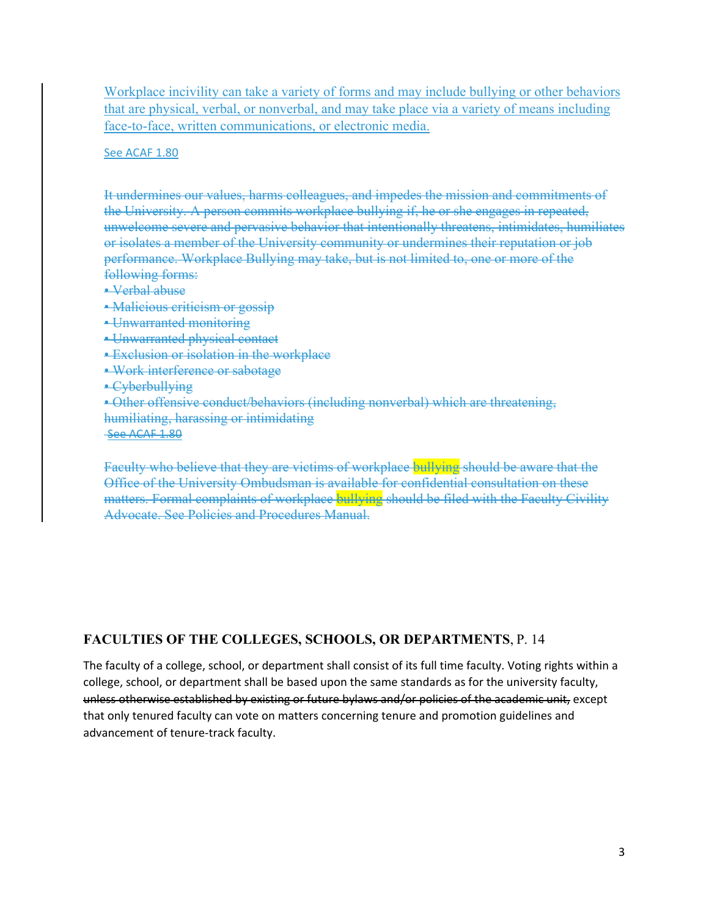Workplace incivility can take a variety of forms and may include bullying or other behaviors that are physical, verbal, or nonverbal, and may take place via a variety of means including face-to-face, written communications, or electronic media.

See ACAF 1.80

~~It undermines our values, harms colleagues, and impedes the mission and commitments of the University. A person commits workplace bullying if, he or she engages in repeated, unwelcome severe and pervasive behavior that intentionally threatens, intimidates, humiliates or isolates a member of the University community or undermines their reputation or job performance. Workplace Bullying may take, but is not limited to, one or more of the following forms:~~

- ~~Verbal abuse~~
- ~~Malicious criticism or gossip~~
- ~~Unwarranted monitoring~~
- ~~Unwarranted physical contact~~
- ~~Exclusion or isolation in the workplace~~
- ~~Work interference or sabotage~~
- ~~Cyberbullying~~
- ~~Other offensive conduct/behaviors (including nonverbal) which are threatening, humiliating, harassing or intimidating~~

~~See ACAF 1.80~~

~~Faculty who believe that they are victims of workplace bullying should be aware that the Office of the University Ombudsman is available for confidential consultation on these matters. Formal complaints of workplace bullying should be filed with the Faculty Civility Advocate. See Policies and Procedures Manual.~~

**FACULTIES OF THE COLLEGES, SCHOOLS, OR DEPARTMENTS**, P. 14

The faculty of a college, school, or department shall consist of its full time faculty. Voting rights within a college, school, or department shall be based upon the same standards as for the university faculty, ~~unless otherwise established by existing or future bylaws and/or policies of the academic unit,~~ except that only tenured faculty can vote on matters concerning tenure and promotion guidelines and advancement of tenure-track faculty.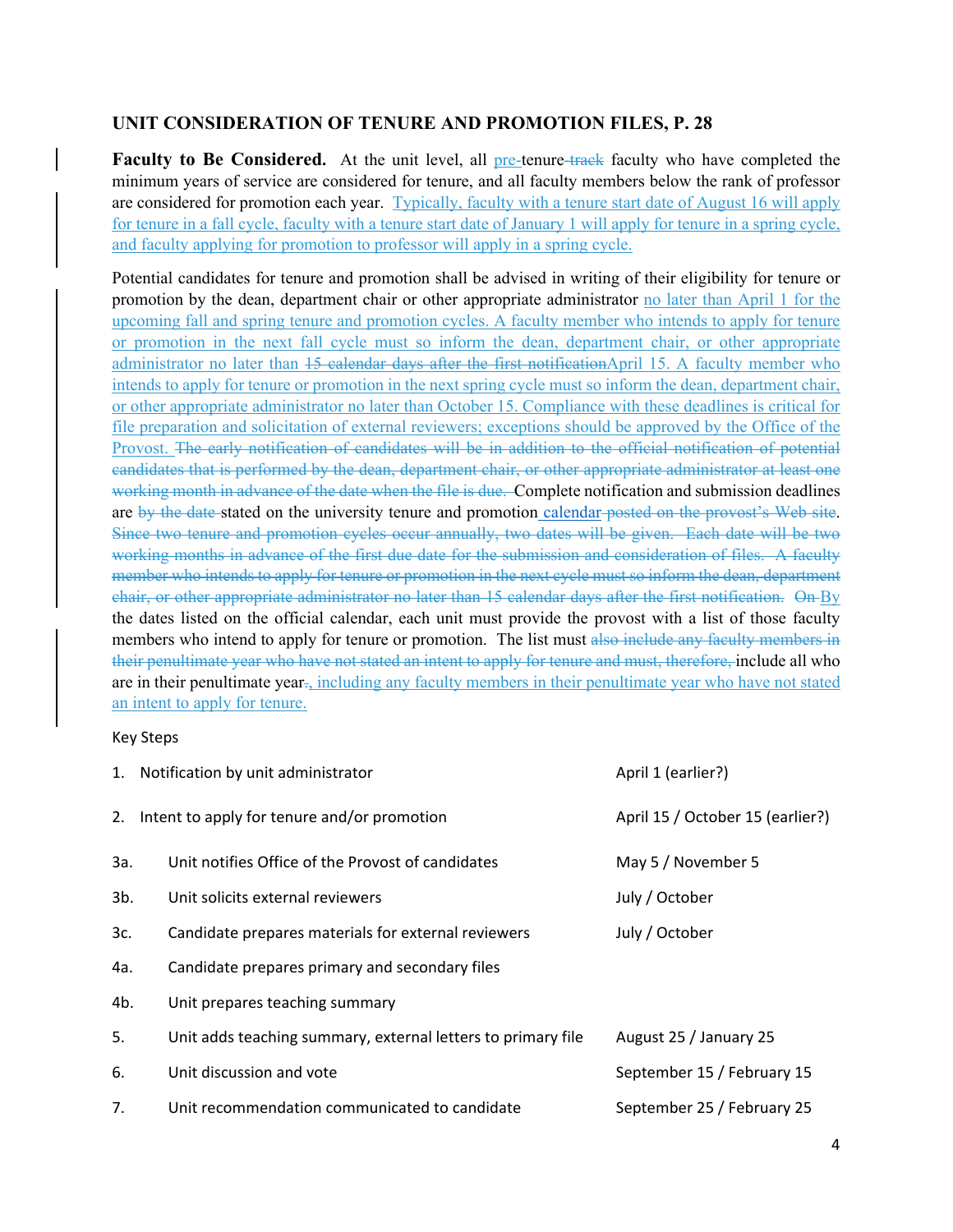## UNIT CONSIDERATION OF TENURE AND PROMOTION FILES, P. 28

**Faculty to Be Considered.** At the unit level, all pre-tenure~~-track~~ faculty who have completed the minimum years of service are considered for tenure, and all faculty members below the rank of professor are considered for promotion each year. Typically, faculty with a tenure start date of August 16 will apply for tenure in a fall cycle, faculty with a tenure start date of January 1 will apply for tenure in a spring cycle, and faculty applying for promotion to professor will apply in a spring cycle.

Potential candidates for tenure and promotion shall be advised in writing of their eligibility for tenure or promotion by the dean, department chair or other appropriate administrator no later than April 1 for the upcoming fall and spring tenure and promotion cycles. A faculty member who intends to apply for tenure or promotion in the next fall cycle must so inform the dean, department chair, or other appropriate administrator no later than ~~15 calendar days after the first notification~~April 15. A faculty member who intends to apply for tenure or promotion in the next spring cycle must so inform the dean, department chair, or other appropriate administrator no later than October 15. Compliance with these deadlines is critical for file preparation and solicitation of external reviewers; exceptions should be approved by the Office of the Provost. ~~The early notification of candidates will be in addition to the official notification of potential candidates that is performed by the dean, department chair, or other appropriate administrator at least one working month in advance of the date when the file is due.~~ Complete notification and submission deadlines are ~~by the date~~ stated on the university tenure and promotion calendar ~~posted on the provost's Web site~~. ~~Since two tenure and promotion cycles occur annually, two dates will be given. Each date will be two working months in advance of the first due date for the submission and consideration of files. A faculty member who intends to apply for tenure or promotion in the next cycle must so inform the dean, department chair, or other appropriate administrator no later than 15 calendar days after the first notification.~~ ~~On~~ By the dates listed on the official calendar, each unit must provide the provost with a list of those faculty members who intend to apply for tenure or promotion. The list must ~~also include any faculty members in their penultimate year who have not stated an intent to apply for tenure and must, therefore,~~ include all who are in their penultimate year~~.~~, including any faculty members in their penultimate year who have not stated an intent to apply for tenure.

Key Steps

| Step | Description | Date |
|---|---|---|
| 1. | Notification by unit administrator | April 1 (earlier?) |
| 2. | Intent to apply for tenure and/or promotion | April 15 / October 15 (earlier?) |
| 3a. | Unit notifies Office of the Provost of candidates | May 5 / November 5 |
| 3b. | Unit solicits external reviewers | July / October |
| 3c. | Candidate prepares materials for external reviewers | July / October |
| 4a. | Candidate prepares primary and secondary files | |
| 4b. | Unit prepares teaching summary | |
| 5. | Unit adds teaching summary, external letters to primary file | August 25 / January 25 |
| 6. | Unit discussion and vote | September 15 / February 15 |
| 7. | Unit recommendation communicated to candidate | September 25 / February 25 |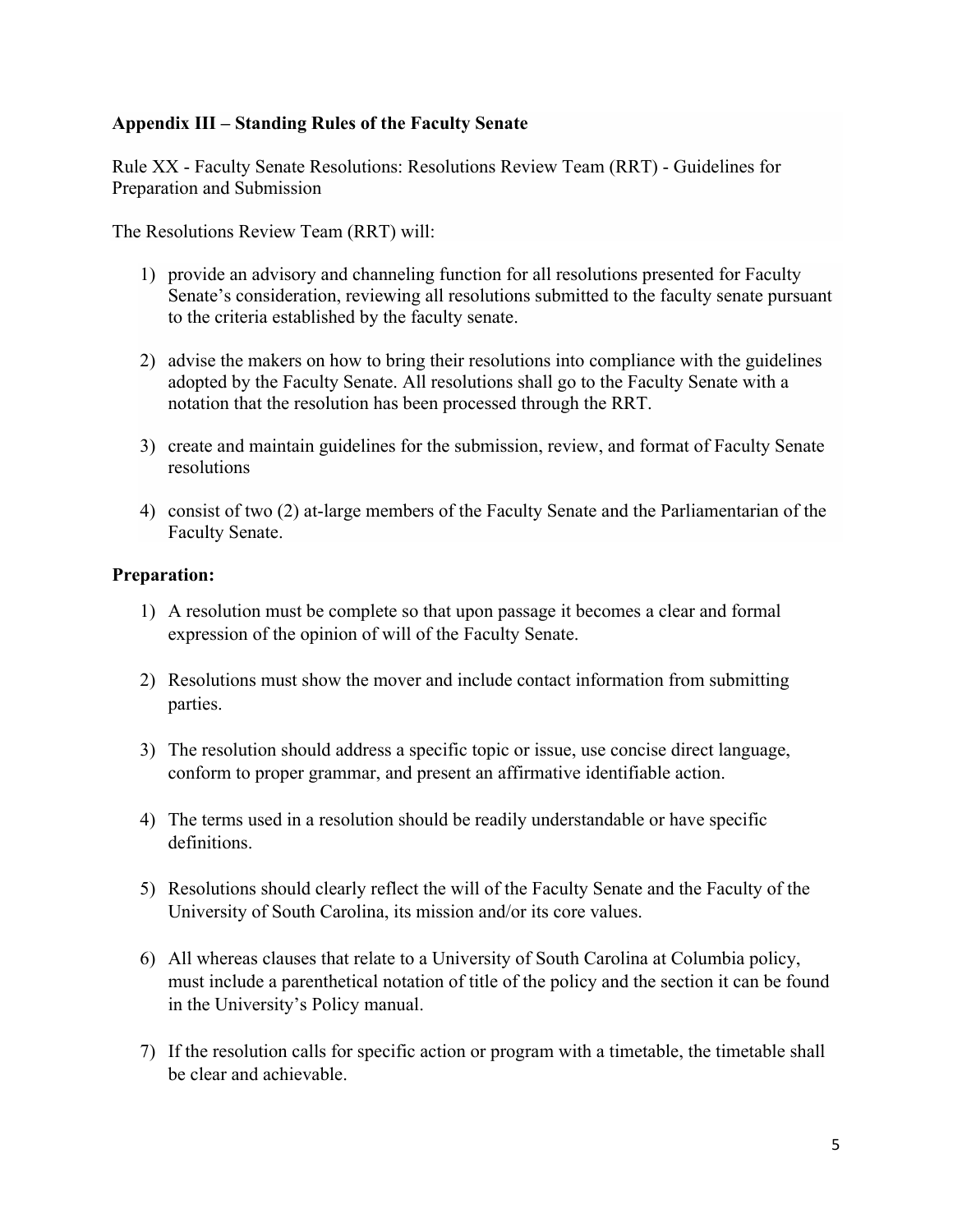**Appendix III – Standing Rules of the Faculty Senate**

Rule XX - Faculty Senate Resolutions: Resolutions Review Team (RRT) - Guidelines for Preparation and Submission

The Resolutions Review Team (RRT) will:

1) provide an advisory and channeling function for all resolutions presented for Faculty Senate's consideration, reviewing all resolutions submitted to the faculty senate pursuant to the criteria established by the faculty senate.

2) advise the makers on how to bring their resolutions into compliance with the guidelines adopted by the Faculty Senate. All resolutions shall go to the Faculty Senate with a notation that the resolution has been processed through the RRT.

3) create and maintain guidelines for the submission, review, and format of Faculty Senate resolutions

4) consist of two (2) at-large members of the Faculty Senate and the Parliamentarian of the Faculty Senate.

**Preparation:**

1) A resolution must be complete so that upon passage it becomes a clear and formal expression of the opinion of will of the Faculty Senate.

2) Resolutions must show the mover and include contact information from submitting parties.

3) The resolution should address a specific topic or issue, use concise direct language, conform to proper grammar, and present an affirmative identifiable action.

4) The terms used in a resolution should be readily understandable or have specific definitions.

5) Resolutions should clearly reflect the will of the Faculty Senate and the Faculty of the University of South Carolina, its mission and/or its core values.

6) All whereas clauses that relate to a University of South Carolina at Columbia policy, must include a parenthetical notation of title of the policy and the section it can be found in the University's Policy manual.

7) If the resolution calls for specific action or program with a timetable, the timetable shall be clear and achievable.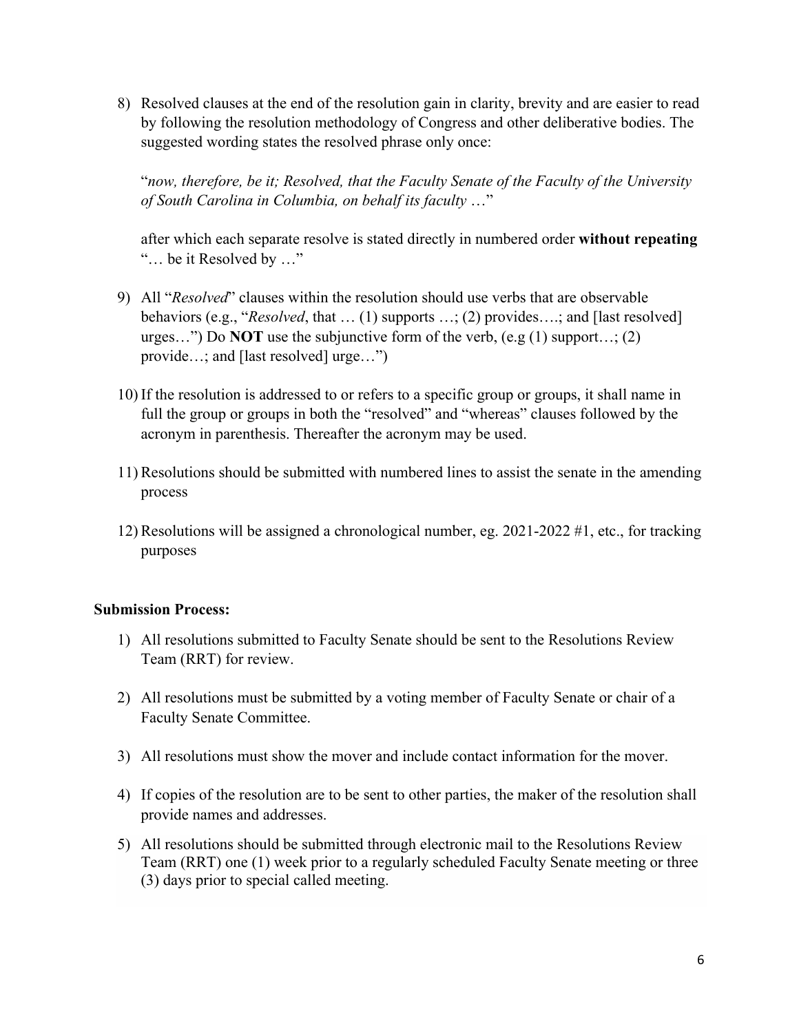8) Resolved clauses at the end of the resolution gain in clarity, brevity and are easier to read by following the resolution methodology of Congress and other deliberative bodies. The suggested wording states the resolved phrase only once:

   "*now, therefore, be it; Resolved, that the Faculty Senate of the Faculty of the University of South Carolina in Columbia, on behalf its faculty* …"

   after which each separate resolve is stated directly in numbered order **without repeating** "… be it Resolved by …"

9) All "*Resolved*" clauses within the resolution should use verbs that are observable behaviors (e.g., "*Resolved*, that … (1) supports …; (2) provides….; and [last resolved] urges…") Do **NOT** use the subjunctive form of the verb, (e.g (1) support…; (2) provide…; and [last resolved] urge…")

10) If the resolution is addressed to or refers to a specific group or groups, it shall name in full the group or groups in both the "resolved" and "whereas" clauses followed by the acronym in parenthesis. Thereafter the acronym may be used.

11) Resolutions should be submitted with numbered lines to assist the senate in the amending process

12) Resolutions will be assigned a chronological number, eg. 2021-2022 #1, etc., for tracking purposes

**Submission Process:**

1) All resolutions submitted to Faculty Senate should be sent to the Resolutions Review Team (RRT) for review.

2) All resolutions must be submitted by a voting member of Faculty Senate or chair of a Faculty Senate Committee.

3) All resolutions must show the mover and include contact information for the mover.

4) If copies of the resolution are to be sent to other parties, the maker of the resolution shall provide names and addresses.

5) All resolutions should be submitted through electronic mail to the Resolutions Review Team (RRT) one (1) week prior to a regularly scheduled Faculty Senate meeting or three (3) days prior to special called meeting.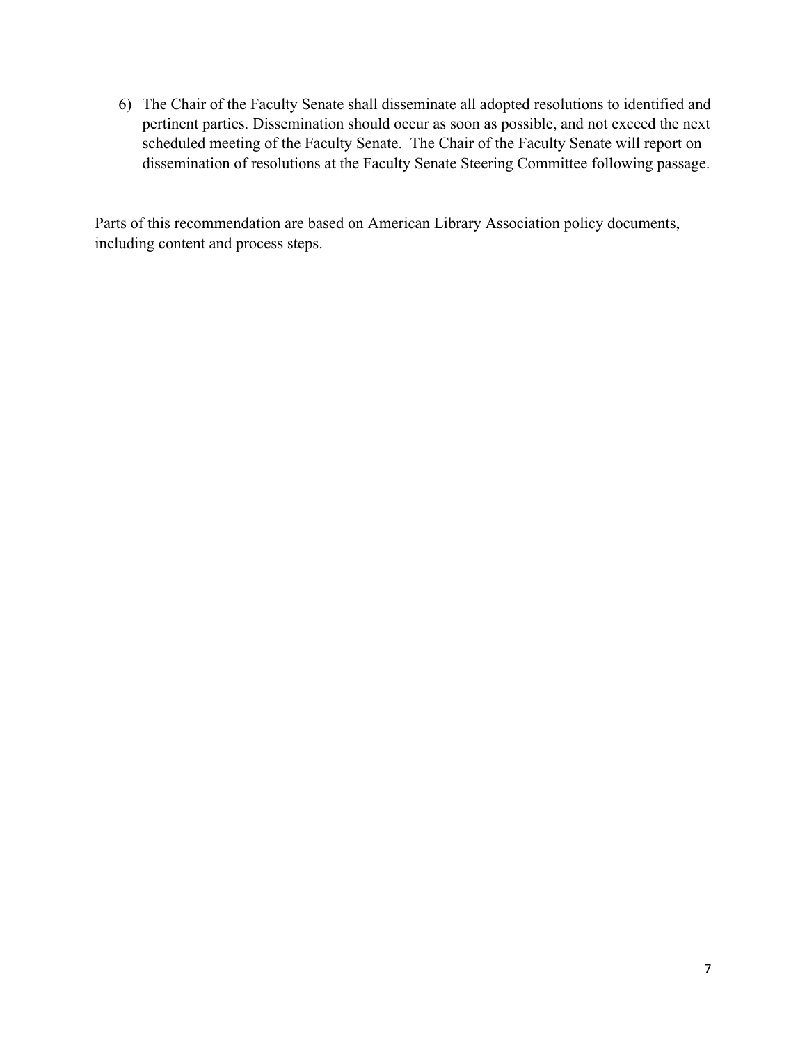6) The Chair of the Faculty Senate shall disseminate all adopted resolutions to identified and pertinent parties. Dissemination should occur as soon as possible, and not exceed the next scheduled meeting of the Faculty Senate. The Chair of the Faculty Senate will report on dissemination of resolutions at the Faculty Senate Steering Committee following passage.

Parts of this recommendation are based on American Library Association policy documents, including content and process steps.